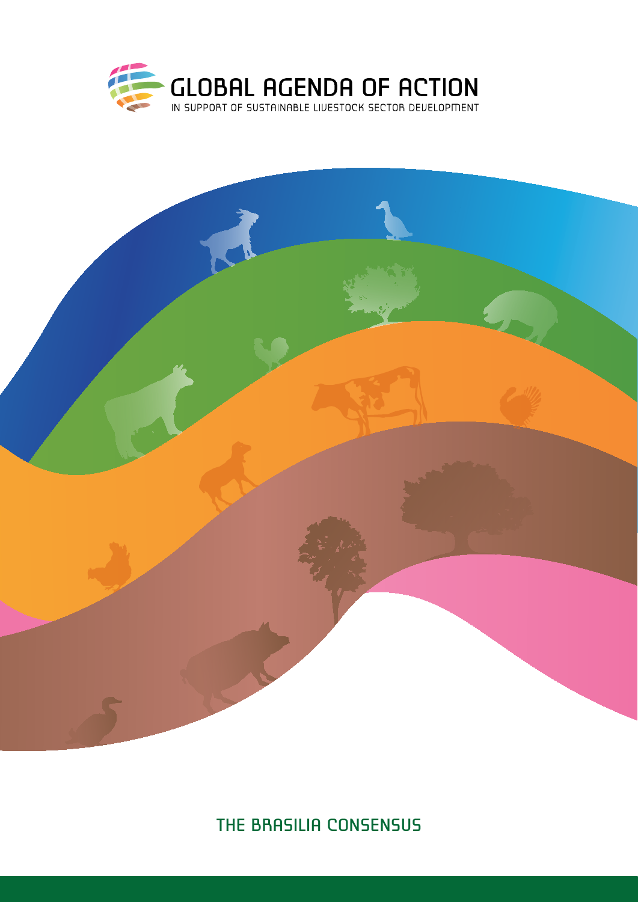# GLOBAL AGENDA OF ACTION

IN SUPPORT OF SUSTAINABLE LIVESTOCK SECTOR DEVELOPMENT

## THE BRASILIA CONSENSUS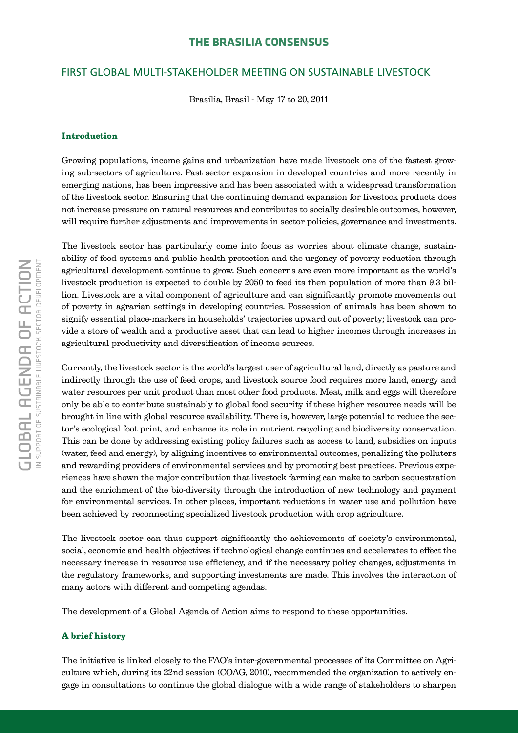# THE BRASILIA CONSENSUS

## FIRST GLOBAL MULTI-STAKEHOLDER MEETING ON SUSTAINABLE LIVESTOCK

Brasília, Brasil - May 17 to 20, 2011

### Introduction

Growing populations, income gains and urbanization have made livestock one of the fastest growing sub-sectors of agriculture. Past sector expansion in developed countries and more recently in emerging nations, has been impressive and has been associated with a widespread transformation of the livestock sector. Ensuring that the continuing demand expansion for livestock products does not increase pressure on natural resources and contributes to socially desirable outcomes, however, will require further adjustments and improvements in sector policies, governance and investments.

The livestock sector has particularly come into focus as worries about climate change, sustainability of food systems and public health protection and the urgency of poverty reduction through agricultural development continue to grow. Such concerns are even more important as the world's livestock production is expected to double by 2050 to feed its then population of more than 9.3 billion. Livestock are a vital component of agriculture and can significantly promote movements out of poverty in agrarian settings in developing countries. Possession of animals has been shown to signify essential place-markers in households' trajectories upward out of poverty; livestock can provide a store of wealth and a productive asset that can lead to higher incomes through increases in agricultural productivity and diversification of income sources.

Currently, the livestock sector is the world's largest user of agricultural land, directly as pasture and indirectly through the use of feed crops, and livestock source food requires more land, energy and water resources per unit product than most other food products. Meat, milk and eggs will therefore only be able to contribute sustainably to global food security if these higher resource needs will be brought in line with global resource availability. There is, however, large potential to reduce the sector's ecological foot print, and enhance its role in nutrient recycling and biodiversity conservation. This can be done by addressing existing policy failures such as access to land, subsidies on inputs (water, feed and energy), by aligning incentives to environmental outcomes, penalizing the polluters and rewarding providers of environmental services and by promoting best practices. Previous experiences have shown the major contribution that livestock farming can make to carbon sequestration and the enrichment of the bio-diversity through the introduction of new technology and payment for environmental services. In other places, important reductions in water use and pollution have been achieved by reconnecting specialized livestock production with crop agriculture.

The livestock sector can thus support significantly the achievements of society's environmental, social, economic and health objectives if technological change continues and accelerates to effect the necessary increase in resource use efficiency, and if the necessary policy changes, adjustments in the regulatory frameworks, and supporting investments are made. This involves the interaction of many actors with different and competing agendas.

The development of a Global Agenda of Action aims to respond to these opportunities.

### A brief history

The initiative is linked closely to the FAO's inter-governmental processes of its Committee on Agriculture which, during its 22nd session (COAG, 2010), recommended the organization to actively engage in consultations to continue the global dialogue with a wide range of stakeholders to sharpen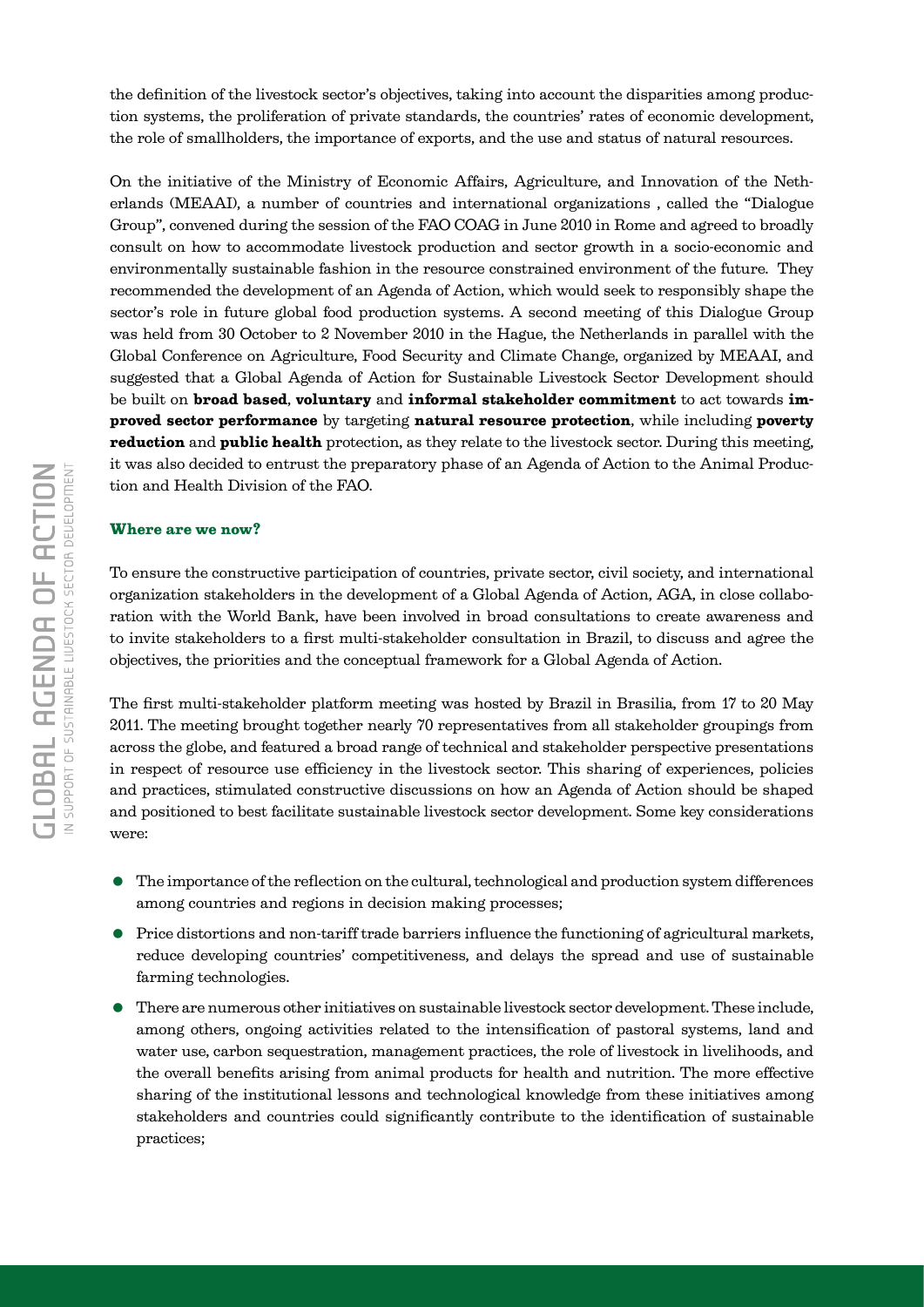the definition of the livestock sector's objectives, taking into account the disparities among production systems, the proliferation of private standards, the countries' rates of economic development, the role of smallholders, the importance of exports, and the use and status of natural resources.

On the initiative of the Ministry of Economic Affairs, Agriculture, and Innovation of the Netherlands (MEAAI), a number of countries and international organizations , called the "Dialogue Group", convened during the session of the FAO COAG in June 2010 in Rome and agreed to broadly consult on how to accommodate livestock production and sector growth in a socio-economic and environmentally sustainable fashion in the resource constrained environment of the future. They recommended the development of an Agenda of Action, which would seek to responsibly shape the sector's role in future global food production systems. A second meeting of this Dialogue Group was held from 30 October to 2 November 2010 in the Hague, the Netherlands in parallel with the Global Conference on Agriculture, Food Security and Climate Change, organized by MEAAI, and suggested that a Global Agenda of Action for Sustainable Livestock Sector Development should be built on **broad based**, **voluntary** and **informal stakeholder commitment** to act towards **improved sector performance** by targeting **natural resource protection**, while including **poverty reduction** and **public health** protection, as they relate to the livestock sector. During this meeting, it was also decided to entrust the preparatory phase of an Agenda of Action to the Animal Production and Health Division of the FAO.

**Where are we now?**

To ensure the constructive participation of countries, private sector, civil society, and international organization stakeholders in the development of a Global Agenda of Action, AGA, in close collaboration with the World Bank, have been involved in broad consultations to create awareness and to invite stakeholders to a first multi-stakeholder consultation in Brazil, to discuss and agree the objectives, the priorities and the conceptual framework for a Global Agenda of Action.

The first multi-stakeholder platform meeting was hosted by Brazil in Brasilia, from 17 to 20 May 2011. The meeting brought together nearly 70 representatives from all stakeholder groupings from across the globe, and featured a broad range of technical and stakeholder perspective presentations in respect of resource use efficiency in the livestock sector. This sharing of experiences, policies and practices, stimulated constructive discussions on how an Agenda of Action should be shaped and positioned to best facilitate sustainable livestock sector development. Some key considerations were:

- The importance of the reflection on the cultural, technological and production system differences among countries and regions in decision making processes;
- Price distortions and non-tariff trade barriers influence the functioning of agricultural markets, reduce developing countries' competitiveness, and delays the spread and use of sustainable farming technologies.
- There are numerous other initiatives on sustainable livestock sector development. These include, among others, ongoing activities related to the intensification of pastoral systems, land and water use, carbon sequestration, management practices, the role of livestock in livelihoods, and the overall benefits arising from animal products for health and nutrition. The more effective sharing of the institutional lessons and technological knowledge from these initiatives among stakeholders and countries could significantly contribute to the identification of sustainable practices;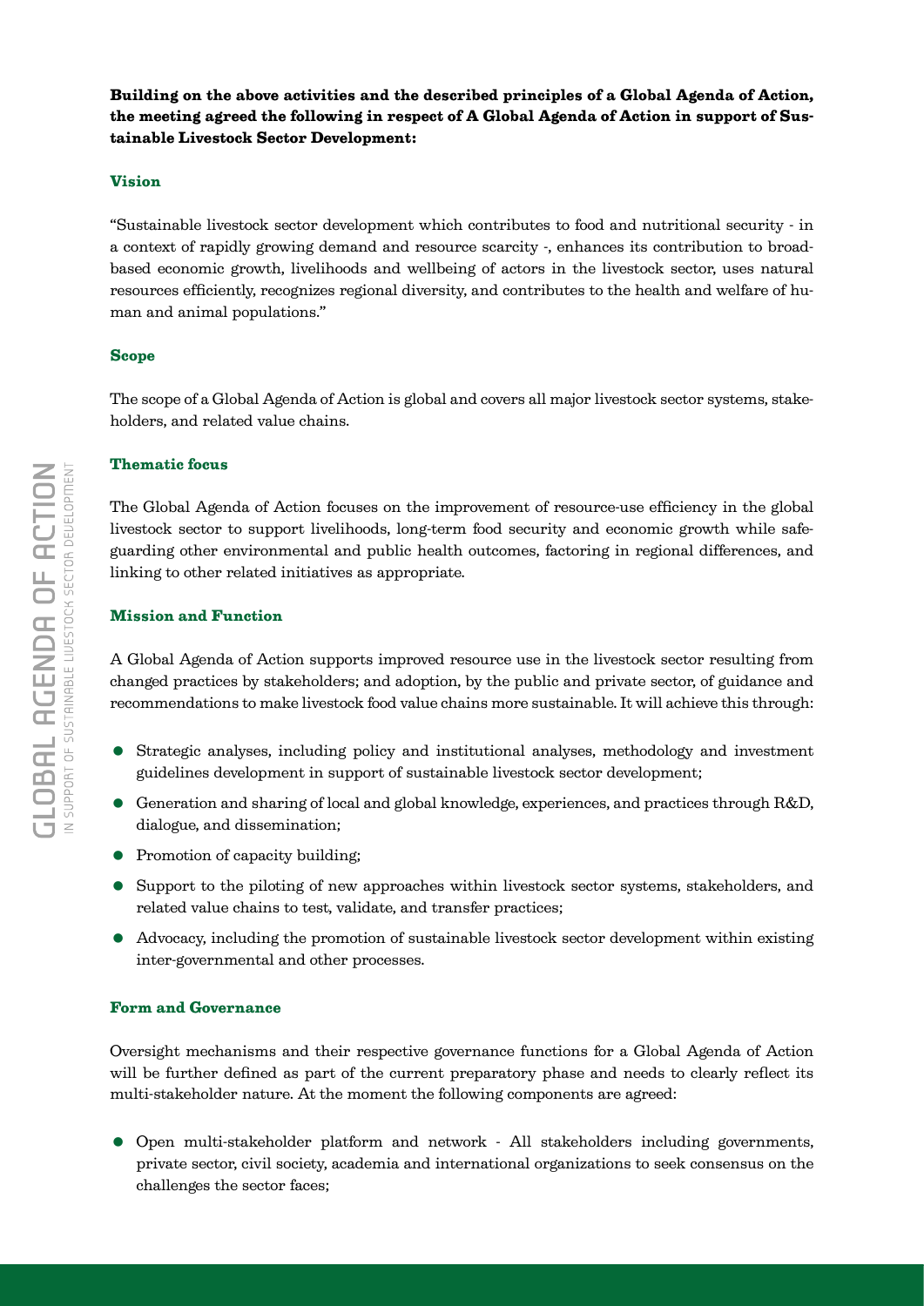**Building on the above activities and the described principles of a Global Agenda of Action, the meeting agreed the following in respect of A Global Agenda of Action in support of Sustainable Livestock Sector Development:**

### Vision

"Sustainable livestock sector development which contributes to food and nutritional security - in a context of rapidly growing demand and resource scarcity -, enhances its contribution to broad-based economic growth, livelihoods and wellbeing of actors in the livestock sector, uses natural resources efficiently, recognizes regional diversity, and contributes to the health and welfare of human and animal populations."

### Scope

The scope of a Global Agenda of Action is global and covers all major livestock sector systems, stakeholders, and related value chains.

### Thematic focus

The Global Agenda of Action focuses on the improvement of resource-use efficiency in the global livestock sector to support livelihoods, long-term food security and economic growth while safeguarding other environmental and public health outcomes, factoring in regional differences, and linking to other related initiatives as appropriate.

### Mission and Function

A Global Agenda of Action supports improved resource use in the livestock sector resulting from changed practices by stakeholders; and adoption, by the public and private sector, of guidance and recommendations to make livestock food value chains more sustainable. It will achieve this through:

- Strategic analyses, including policy and institutional analyses, methodology and investment guidelines development in support of sustainable livestock sector development;
- Generation and sharing of local and global knowledge, experiences, and practices through R&D, dialogue, and dissemination;
- Promotion of capacity building;
- Support to the piloting of new approaches within livestock sector systems, stakeholders, and related value chains to test, validate, and transfer practices;
- Advocacy, including the promotion of sustainable livestock sector development within existing inter-governmental and other processes.

### Form and Governance

Oversight mechanisms and their respective governance functions for a Global Agenda of Action will be further defined as part of the current preparatory phase and needs to clearly reflect its multi-stakeholder nature. At the moment the following components are agreed:

- Open multi-stakeholder platform and network - All stakeholders including governments, private sector, civil society, academia and international organizations to seek consensus on the challenges the sector faces;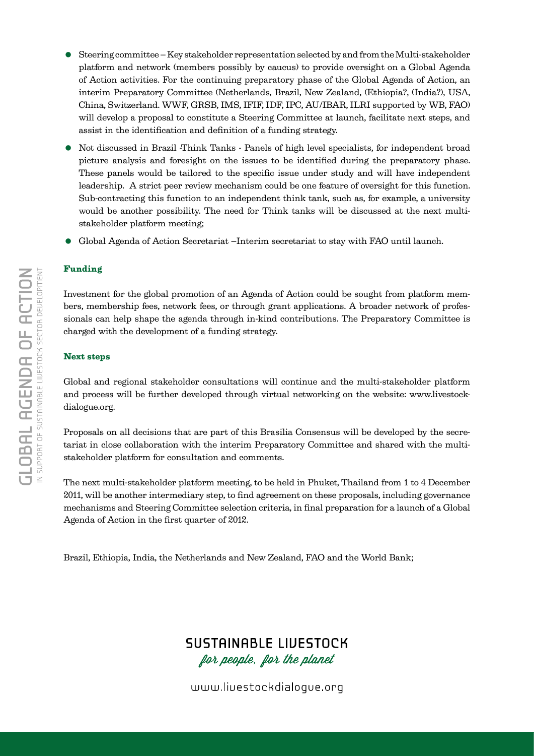- Steering committee – Key stakeholder representation selected by and from the Multi-stakeholder platform and network (members possibly by caucus) to provide oversight on a Global Agenda of Action activities. For the continuing preparatory phase of the Global Agenda of Action, an interim Preparatory Committee (Netherlands, Brazil, New Zealand, (Ethiopia?, (India?), USA, China, Switzerland. WWF, GRSB, IMS, IFIF, IDF, IPC, AU/IBAR, ILRI supported by WB, FAO) will develop a proposal to constitute a Steering Committee at launch, facilitate next steps, and assist in the identification and definition of a funding strategy.
- Not discussed in Brazil -Think Tanks - Panels of high level specialists, for independent broad picture analysis and foresight on the issues to be identified during the preparatory phase. These panels would be tailored to the specific issue under study and will have independent leadership. A strict peer review mechanism could be one feature of oversight for this function. Sub-contracting this function to an independent think tank, such as, for example, a university would be another possibility. The need for Think tanks will be discussed at the next multi-stakeholder platform meeting;
- Global Agenda of Action Secretariat –Interim secretariat to stay with FAO until launch.

**Funding**

Investment for the global promotion of an Agenda of Action could be sought from platform members, membership fees, network fees, or through grant applications. A broader network of professionals can help shape the agenda through in-kind contributions. The Preparatory Committee is charged with the development of a funding strategy.

**Next steps**

Global and regional stakeholder consultations will continue and the multi-stakeholder platform and process will be further developed through virtual networking on the website: www.livestock-dialogue.org.

Proposals on all decisions that are part of this Brasilia Consensus will be developed by the secretariat in close collaboration with the interim Preparatory Committee and shared with the multi-stakeholder platform for consultation and comments.

The next multi-stakeholder platform meeting, to be held in Phuket, Thailand from 1 to 4 December 2011, will be another intermediary step, to find agreement on these proposals, including governance mechanisms and Steering Committee selection criteria, in final preparation for a launch of a Global Agenda of Action in the first quarter of 2012.

Brazil, Ethiopia, India, the Netherlands and New Zealand, FAO and the World Bank;

SUSTAINABLE LIVESTOCK
*for people, for the planet*

www.livestockdialogue.org